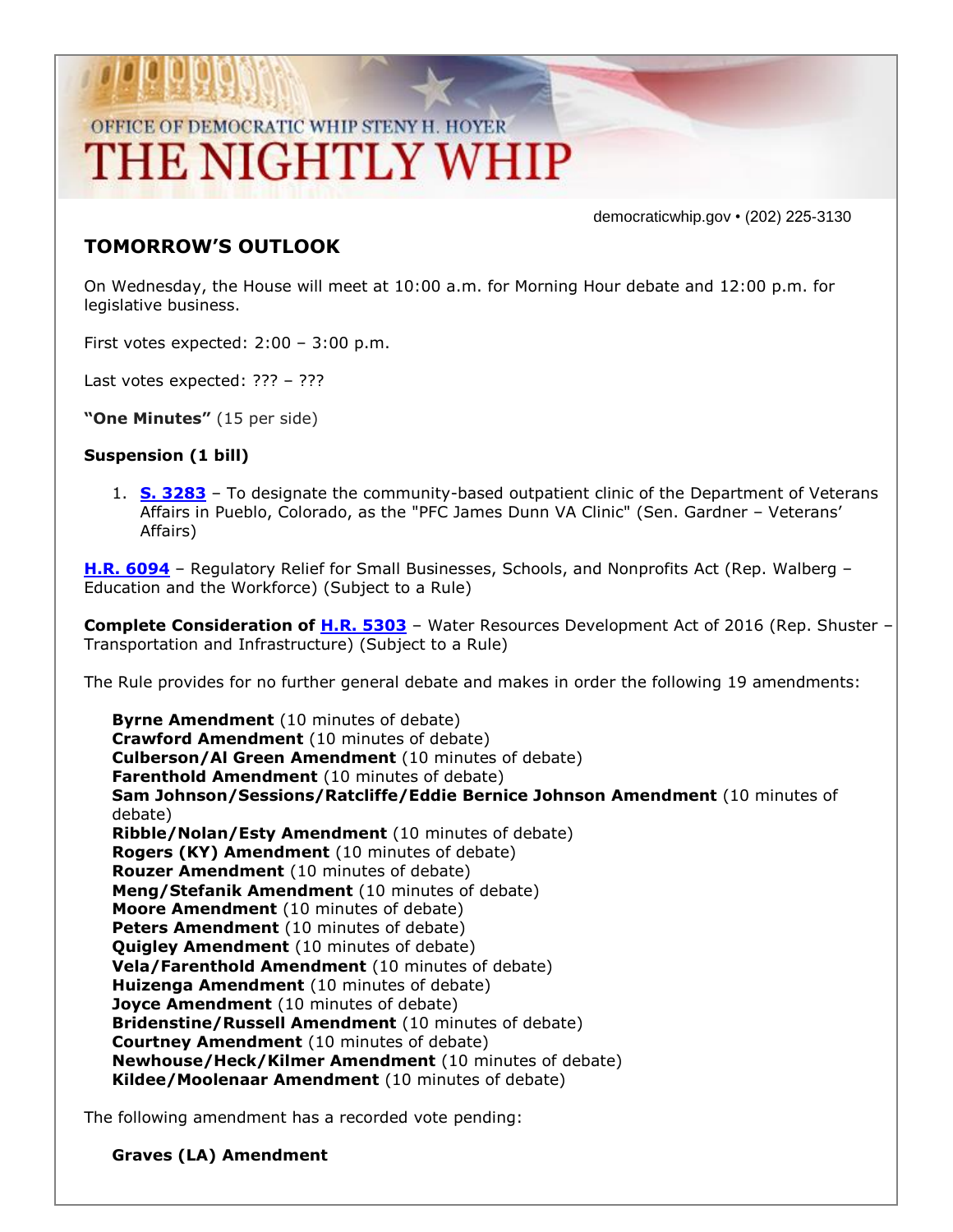OFFICE OF DEMOCRATIC WHIP STENY H. HOYER

# THE NIGHTLY WHIP

democraticwhip.gov • (202) 225-3130

## TOMORROW'S OUTLOOK

On Wednesday, the House will meet at 10:00 a.m. for Morning Hour debate and 12:00 p.m. for legislative business.

First votes expected: 2:00 – 3:00 p.m.

Last votes expected: ??? – ???

**"One Minutes"** (15 per side)

**Suspension (1 bill)**

1. **S. 3283** – To designate the community-based outpatient clinic of the Department of Veterans Affairs in Pueblo, Colorado, as the "PFC James Dunn VA Clinic" (Sen. Gardner – Veterans' Affairs)

**H.R. 6094** – Regulatory Relief for Small Businesses, Schools, and Nonprofits Act (Rep. Walberg – Education and the Workforce) (Subject to a Rule)

**Complete Consideration of H.R. 5303** – Water Resources Development Act of 2016 (Rep. Shuster – Transportation and Infrastructure) (Subject to a Rule)

The Rule provides for no further general debate and makes in order the following 19 amendments:

**Byrne Amendment** (10 minutes of debate)
**Crawford Amendment** (10 minutes of debate)
**Culberson/Al Green Amendment** (10 minutes of debate)
**Farenthold Amendment** (10 minutes of debate)
**Sam Johnson/Sessions/Ratcliffe/Eddie Bernice Johnson Amendment** (10 minutes of debate)
**Ribble/Nolan/Esty Amendment** (10 minutes of debate)
**Rogers (KY) Amendment** (10 minutes of debate)
**Rouzer Amendment** (10 minutes of debate)
**Meng/Stefanik Amendment** (10 minutes of debate)
**Moore Amendment** (10 minutes of debate)
**Peters Amendment** (10 minutes of debate)
**Quigley Amendment** (10 minutes of debate)
**Vela/Farenthold Amendment** (10 minutes of debate)
**Huizenga Amendment** (10 minutes of debate)
**Joyce Amendment** (10 minutes of debate)
**Bridenstine/Russell Amendment** (10 minutes of debate)
**Courtney Amendment** (10 minutes of debate)
**Newhouse/Heck/Kilmer Amendment** (10 minutes of debate)
**Kildee/Moolenaar Amendment** (10 minutes of debate)

The following amendment has a recorded vote pending:

**Graves (LA) Amendment**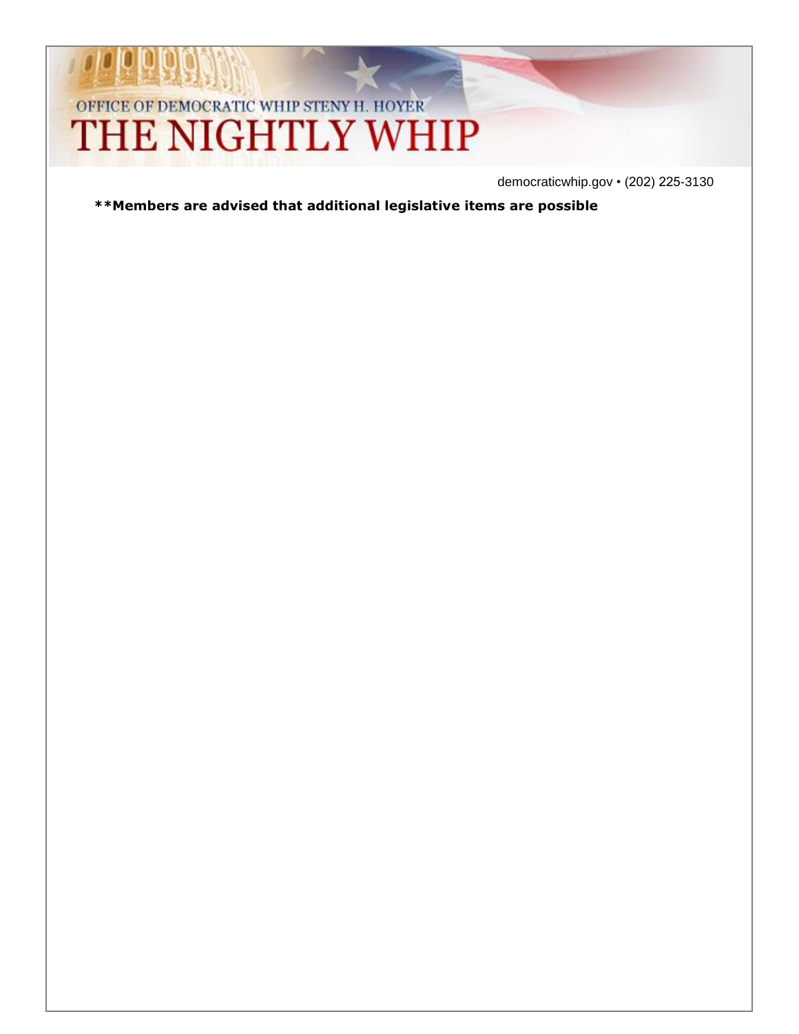**\*\*Members are advised that additional legislative items are possible**